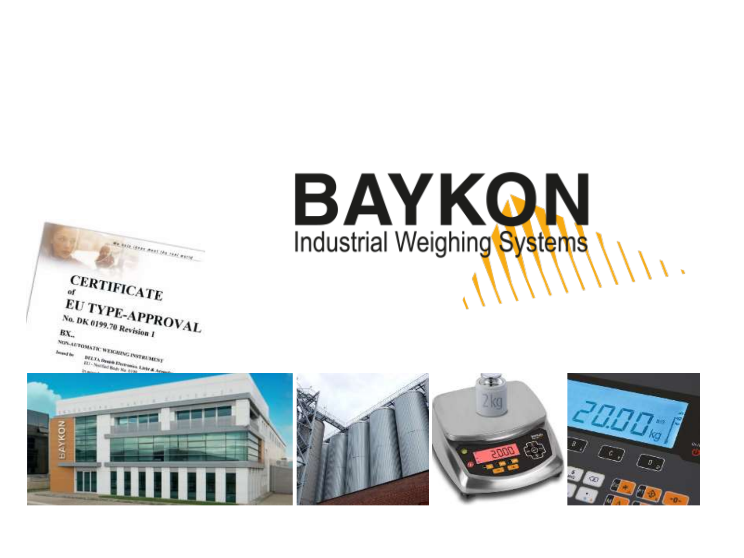# BAYKON

Industrial Weighing Systems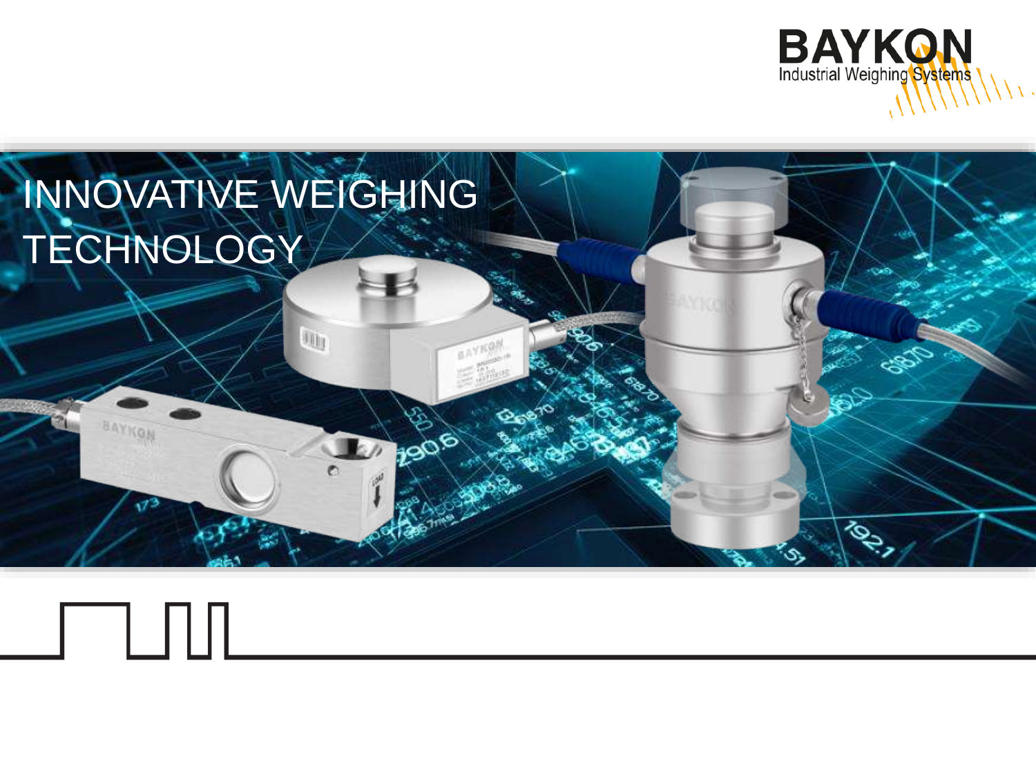# INNOVATIVE WEIGHING TECHNOLOGY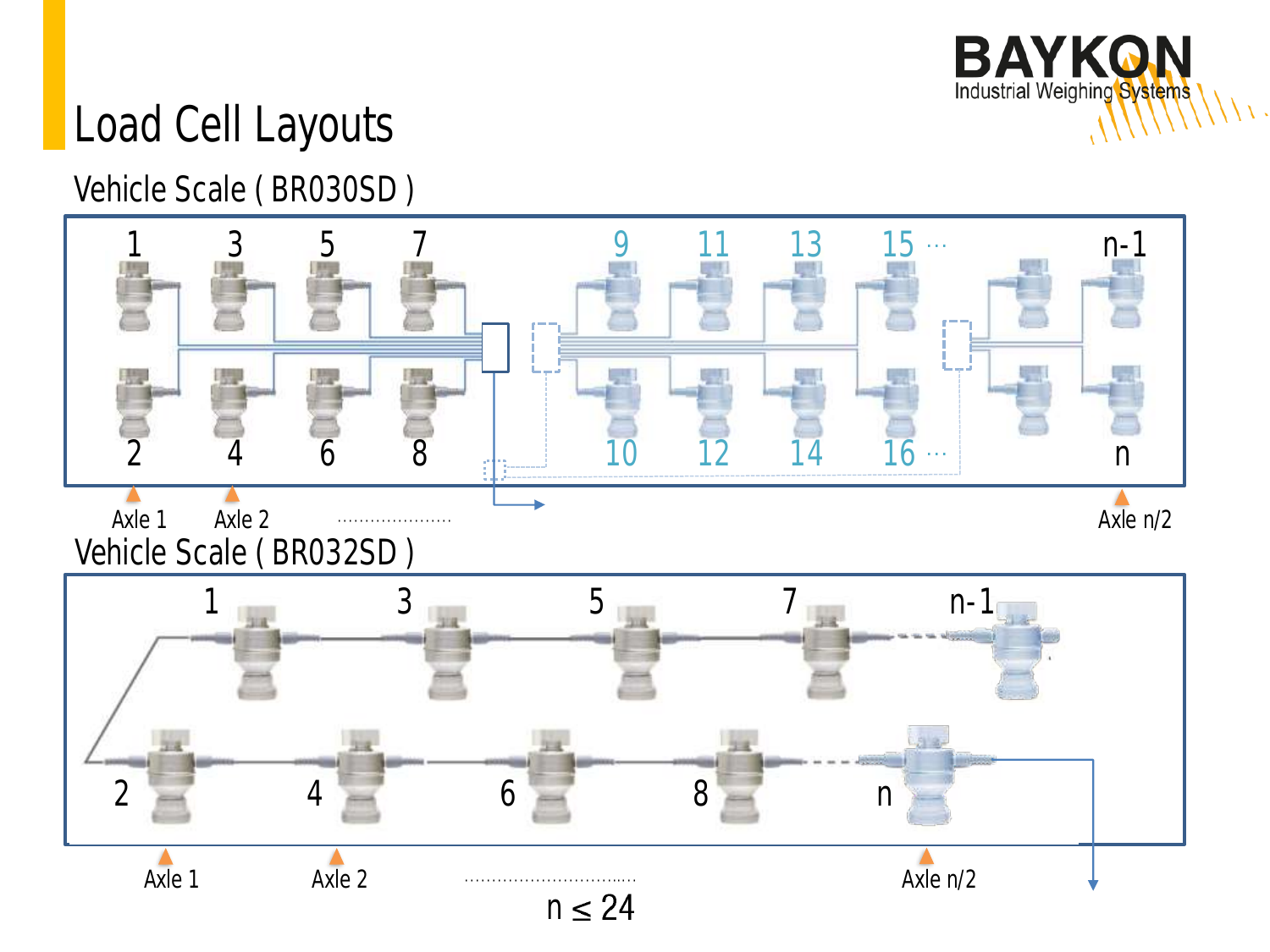# Load Cell Layouts

## Vehicle Scale ( BR030SD )

1 3 5 7 9 11 13 15 ... n-1

2 4 6 8 10 12 14 16 ... n

Axle 1 Axle 2 ..................... Axle n/2

## Vehicle Scale ( BR032SD )

1 3 5 7 n-1

2 4 6 8 n

Axle 1 Axle 2 ................................ Axle n/2

$n \leq 24$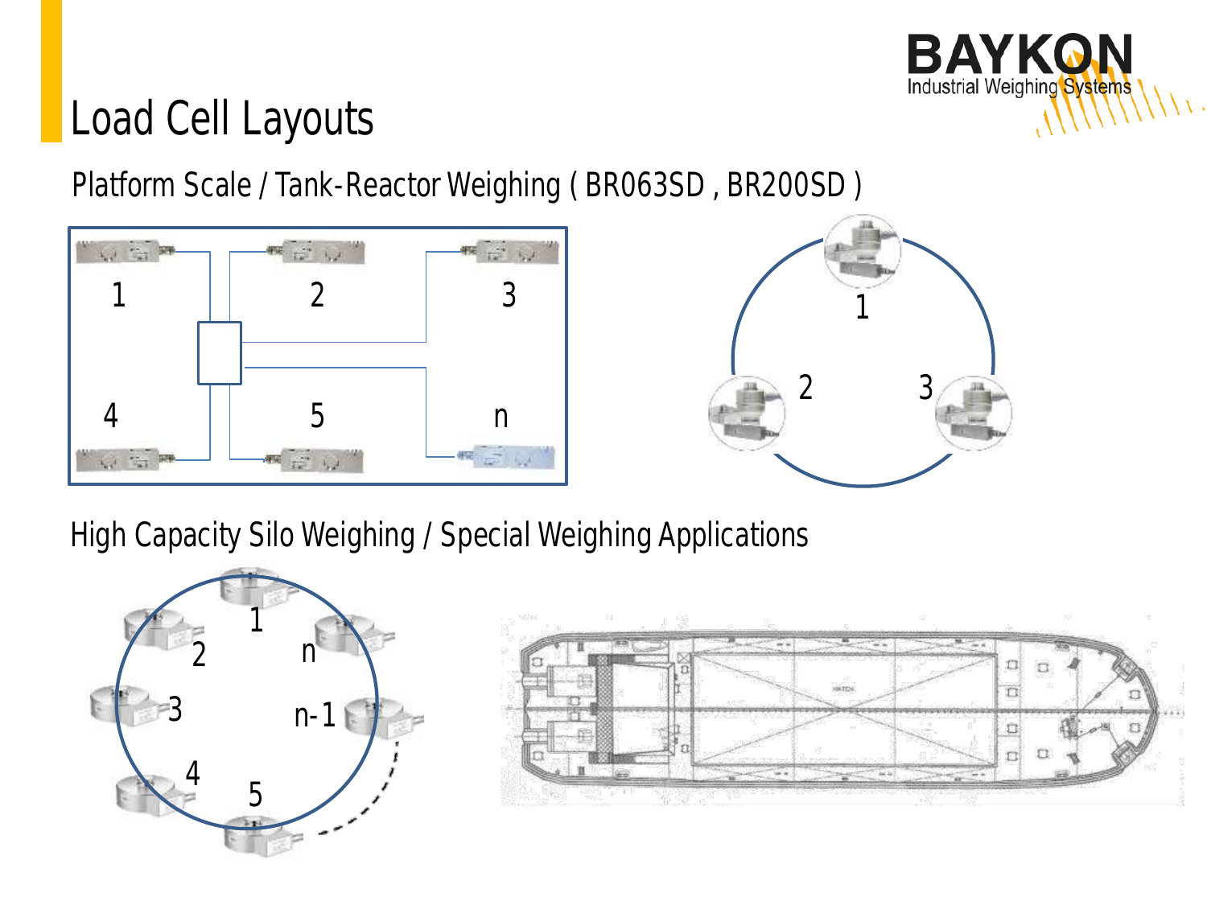# Load Cell Layouts

Platform Scale / Tank-Reactor Weighing ( BR063SD , BR200SD )

1 2 3 4 5 n

1 2 3

High Capacity Silo Weighing / Special Weighing Applications

1 2 n 3 n-1 4 5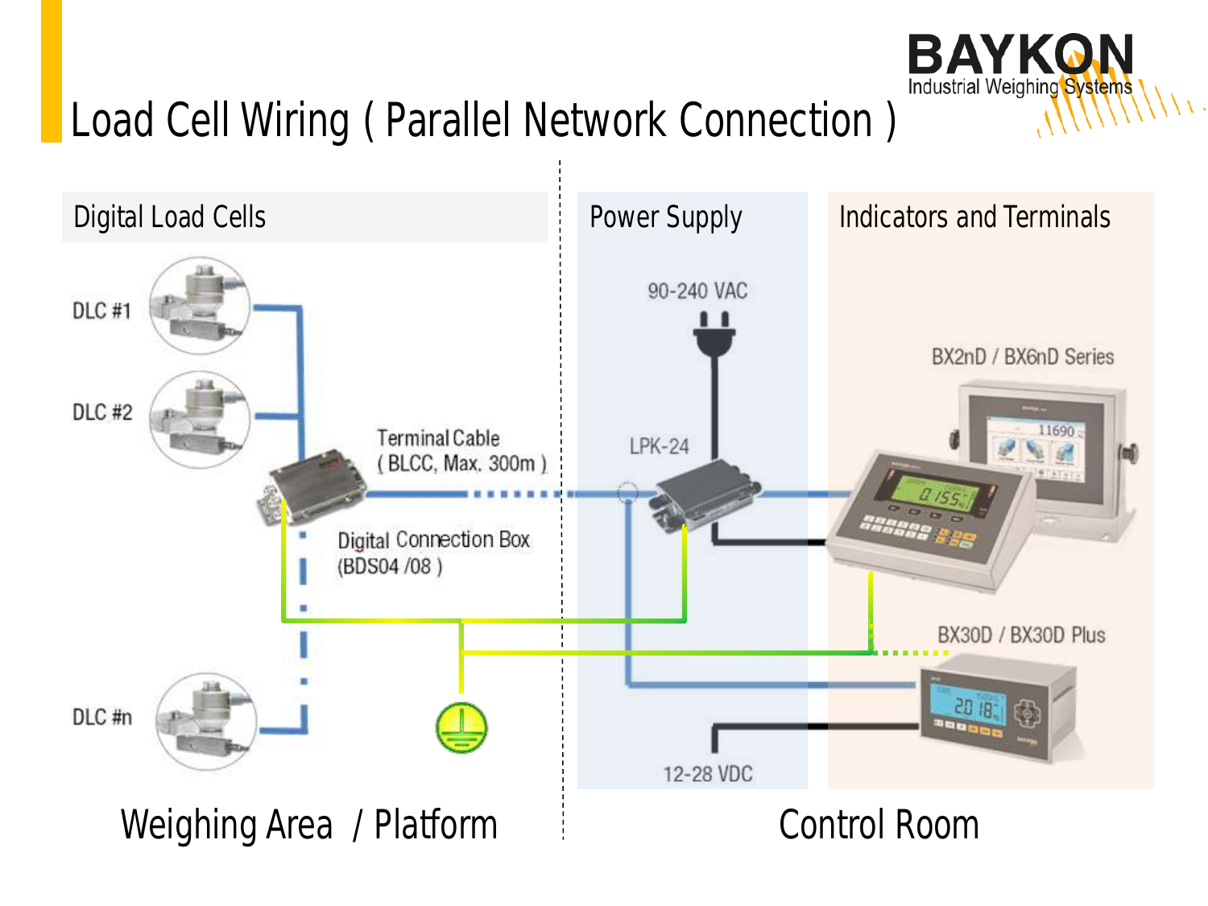# Load Cell Wiring ( Parallel Network Connection )

Digital Load Cells

DLC #1

DLC #2

DLC #n

Terminal Cable ( BLCC, Max. 300m )

Digital Connection Box (BDS04 /08 )

Power Supply

90-240 VAC

LPK-24

12-28 VDC

Indicators and Terminals

BX2nD / BX6nD Series

BX30D / BX30D Plus

Weighing Area / Platform

Control Room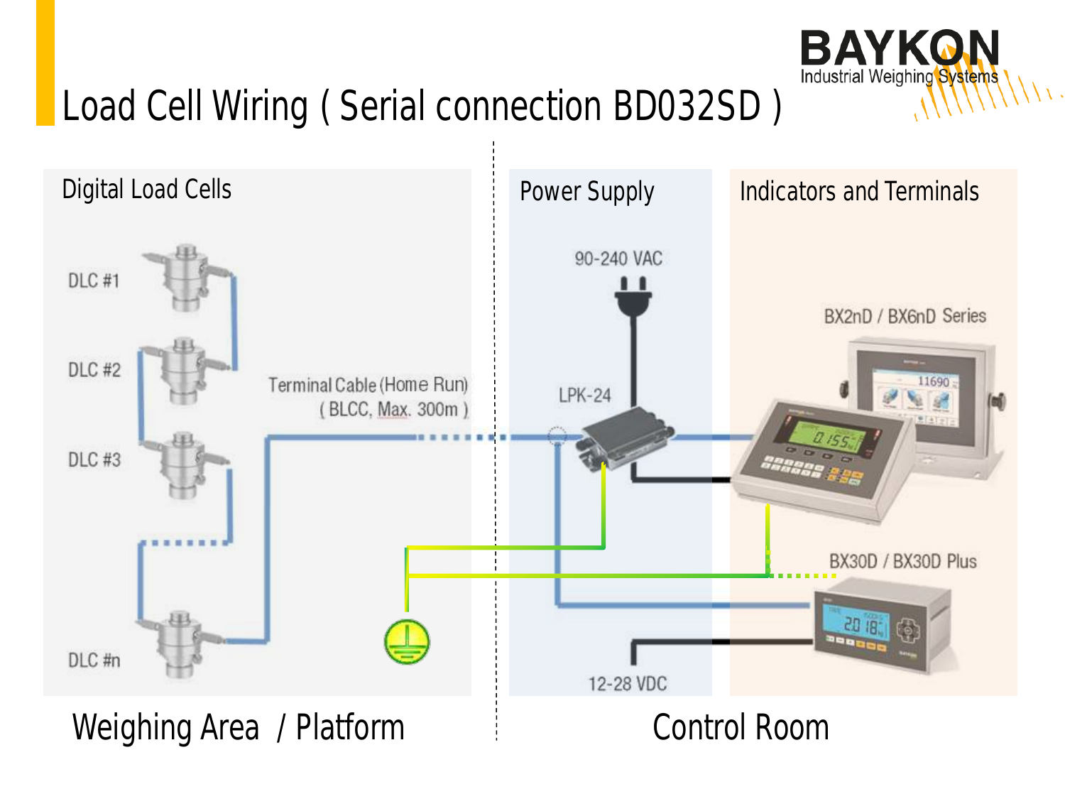# Load Cell Wiring ( Serial connection BD032SD )

BAYKON Industrial Weighing Systems

Digital Load Cells

DLC #1

DLC #2

DLC #3

DLC #n

Terminal Cable (Home Run) ( BLCC, Max. 300m )

Power Supply

90-240 VAC

LPK-24

12-28 VDC

Indicators and Terminals

BX2nD / BX6nD Series

BX30D / BX30D Plus

Weighing Area / Platform

Control Room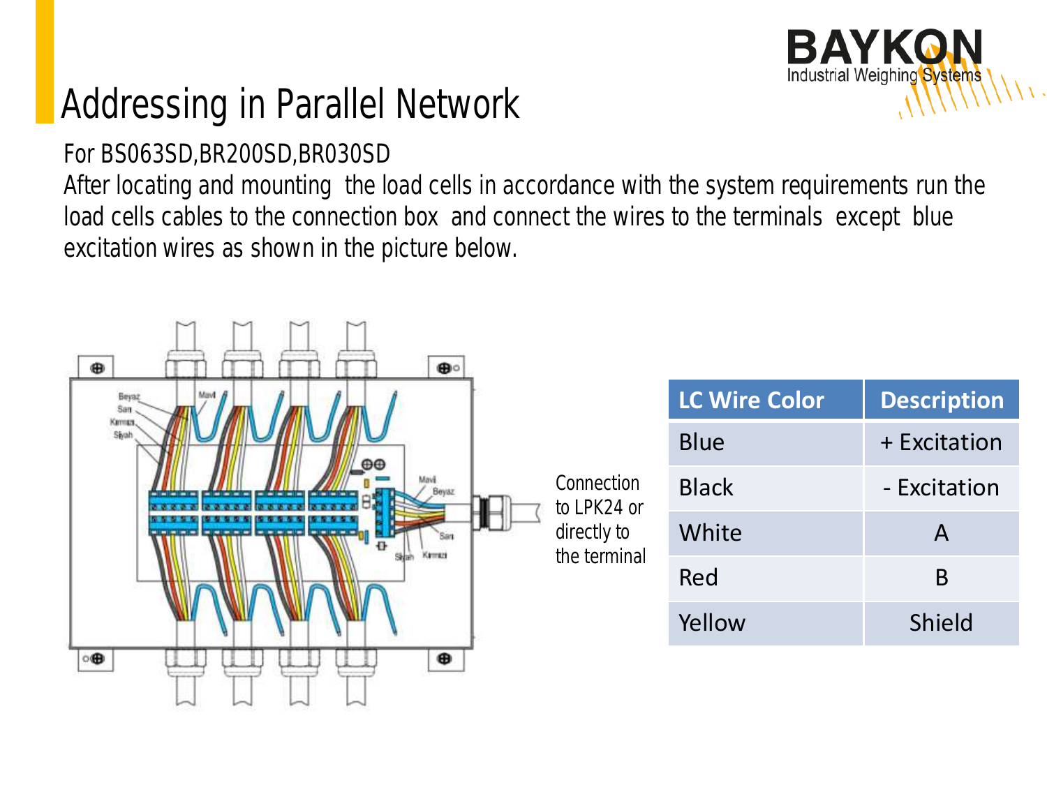# Addressing in Parallel Network

For BS063SD,BR200SD,BR030SD

After locating and mounting the load cells in accordance with the system requirements run the load cells cables to the connection box and connect the wires to the terminals except blue excitation wires as shown in the picture below.

Connection to LPK24 or directly to the terminal

| LC Wire Color | Description |
|---|---|
| Blue | + Excitation |
| Black | - Excitation |
| White | A |
| Red | B |
| Yellow | Shield |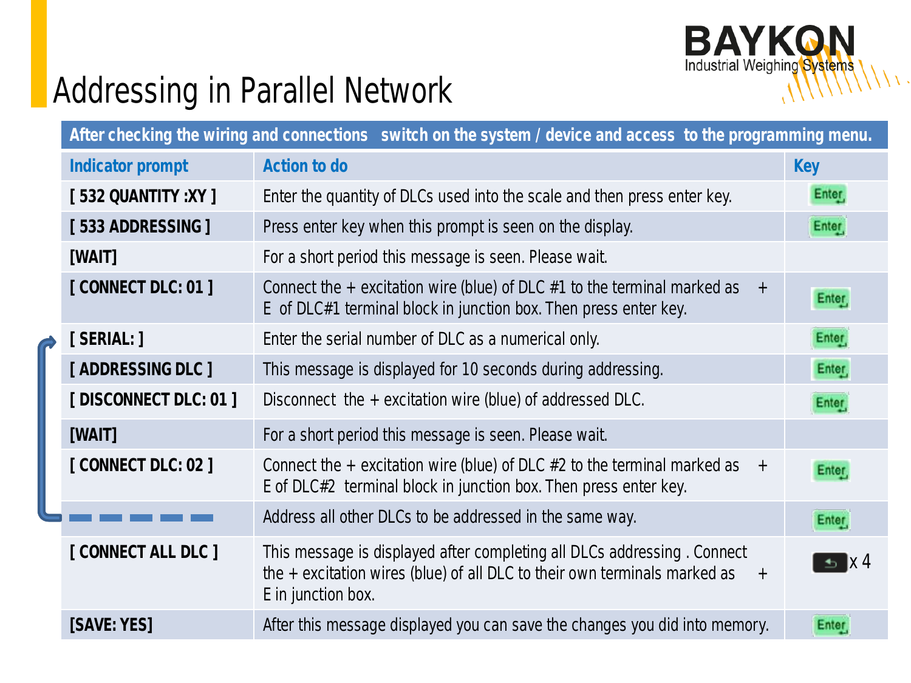# Addressing in Parallel Network

| After checking the wiring and connections switch on the system / device and access to the programming menu. | | |
|---|---|---|
| **Indicator prompt** | **Action to do** | **Key** |
| **[ 532 QUANTITY :XY ]** | Enter the quantity of DLCs used into the scale and then press enter key. | Enter |
| **[ 533 ADDRESSING ]** | Press enter key when this prompt is seen on the display. | Enter |
| **[WAIT]** | For a short period this message is seen. Please wait. | |
| **[ CONNECT DLC: 01 ]** | Connect the + excitation wire (blue) of DLC #1 to the terminal marked as + E of DLC#1 terminal block in junction box. Then press enter key. | Enter |
| **[ SERIAL: ]** | Enter the serial number of DLC as a numerical only. | Enter |
| **[ ADDRESSING DLC ]** | This message is displayed for 10 seconds during addressing. | Enter |
| **[ DISCONNECT DLC: 01 ]** | Disconnect the + excitation wire (blue) of addressed DLC. | Enter |
| **[WAIT]** | For a short period this message is seen. Please wait. | |
| **[ CONNECT DLC: 02 ]** | Connect the + excitation wire (blue) of DLC #2 to the terminal marked as + E of DLC#2 terminal block in junction box. Then press enter key. | Enter |
| - - - - - | Address all other DLCs to be addressed in the same way. | Enter |
| **[ CONNECT ALL DLC ]** | This message is displayed after completing all DLCs addressing . Connect the + excitation wires (blue) of all DLC to their own terminals marked as + E in junction box. | ⮌ x 4 |
| **[SAVE: YES]** | After this message displayed you can save the changes you did into memory. | Enter |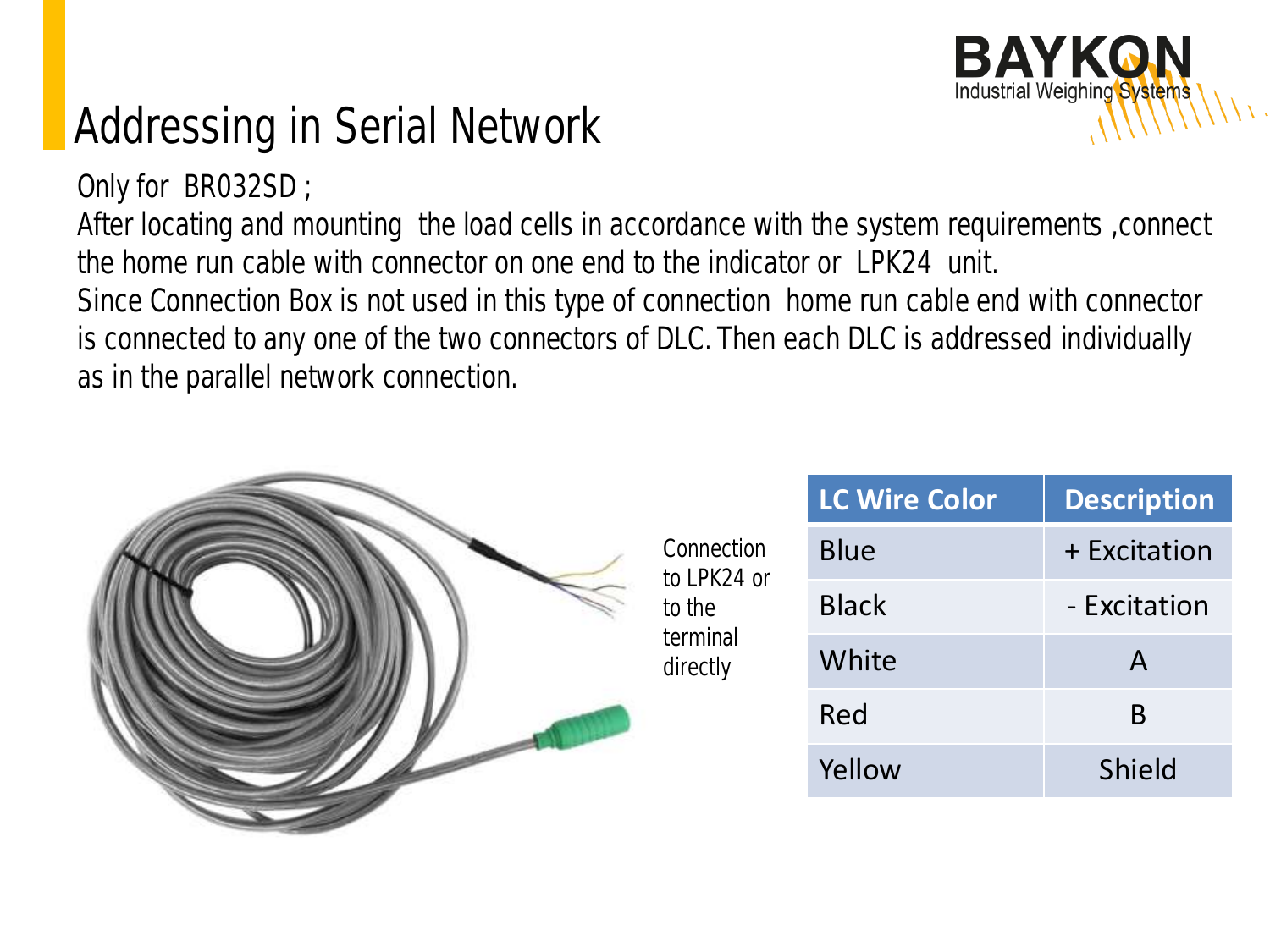# Addressing in Serial Network

Only for BR032SD ;

After locating and mounting the load cells in accordance with the system requirements ,connect the home run cable with connector on one end to the indicator or LPK24 unit.

Since Connection Box is not used in this type of connection home run cable end with connector is connected to any one of the two connectors of DLC. Then each DLC is addressed individually as in the parallel network connection.

Connection to LPK24 or to the terminal directly

| LC Wire Color | Description |
| --- | --- |
| Blue | + Excitation |
| Black | - Excitation |
| White | A |
| Red | B |
| Yellow | Shield |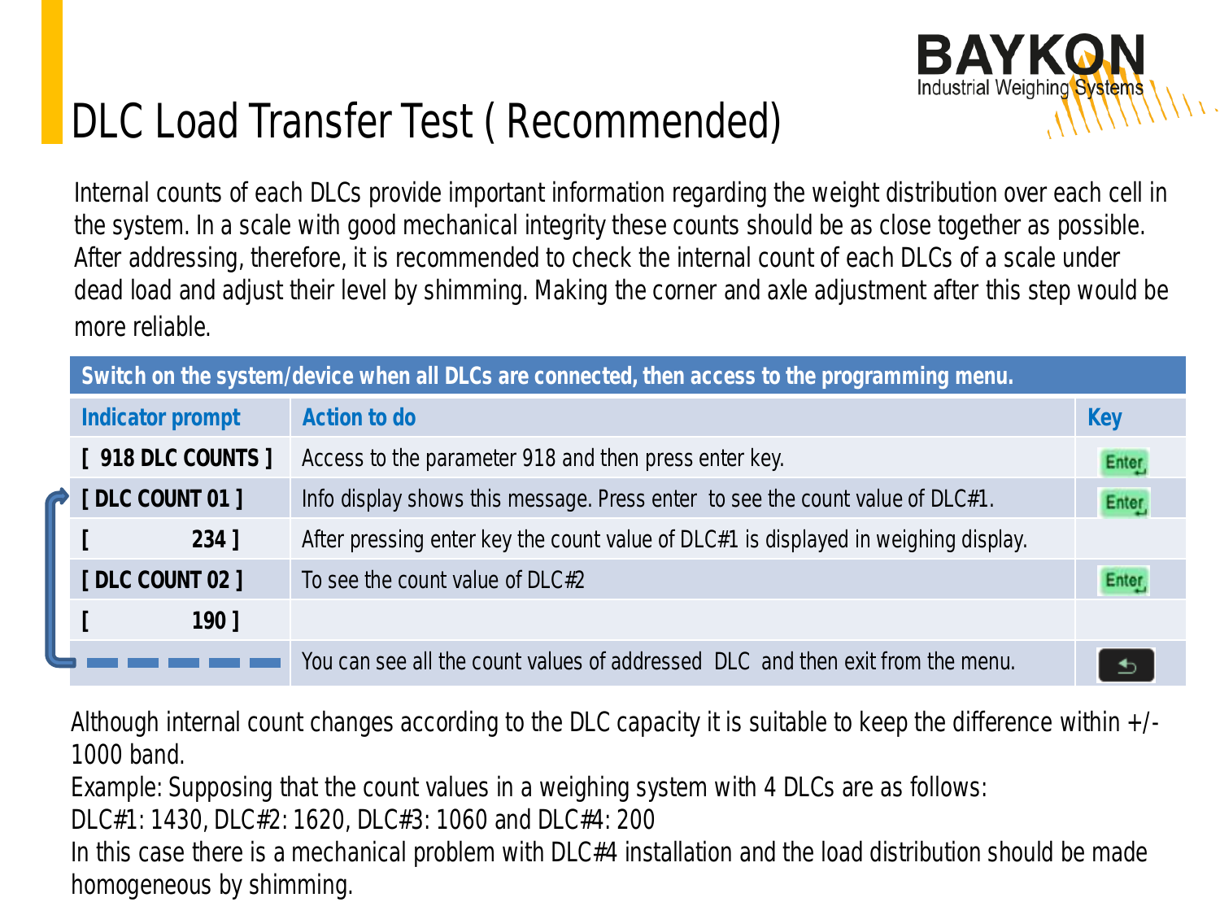# DLC Load Transfer Test ( Recommended)

Internal counts of each DLCs provide important information regarding the weight distribution over each cell in the system. In a scale with good mechanical integrity these counts should be as close together as possible. After addressing, therefore, it is recommended to check the internal count of each DLCs of a scale under dead load and adjust their level by shimming. Making the corner and axle adjustment after this step would be more reliable.

| Switch on the system/device when all DLCs are connected, then access to the programming menu. | | |
|---|---|---|
| **Indicator prompt** | **Action to do** | **Key** |
| [ 918 DLC COUNTS ] | Access to the parameter 918 and then press enter key. | Enter |
| [ DLC COUNT 01 ] | Info display shows this message. Press enter to see the count value of DLC#1. | Enter |
| [ 234 ] | After pressing enter key the count value of DLC#1 is displayed in weighing display. | |
| [ DLC COUNT 02 ] | To see the count value of DLC#2 | Enter |
| [ 190 ] | | |
| - - - - - | You can see all the count values of addressed DLC and then exit from the menu. | ↩ |

Although internal count changes according to the DLC capacity it is suitable to keep the difference within +/- 1000 band.

Example: Supposing that the count values in a weighing system with 4 DLCs are as follows:

DLC#1: 1430, DLC#2: 1620, DLC#3: 1060 and DLC#4: 200

In this case there is a mechanical problem with DLC#4 installation and the load distribution should be made homogeneous by shimming.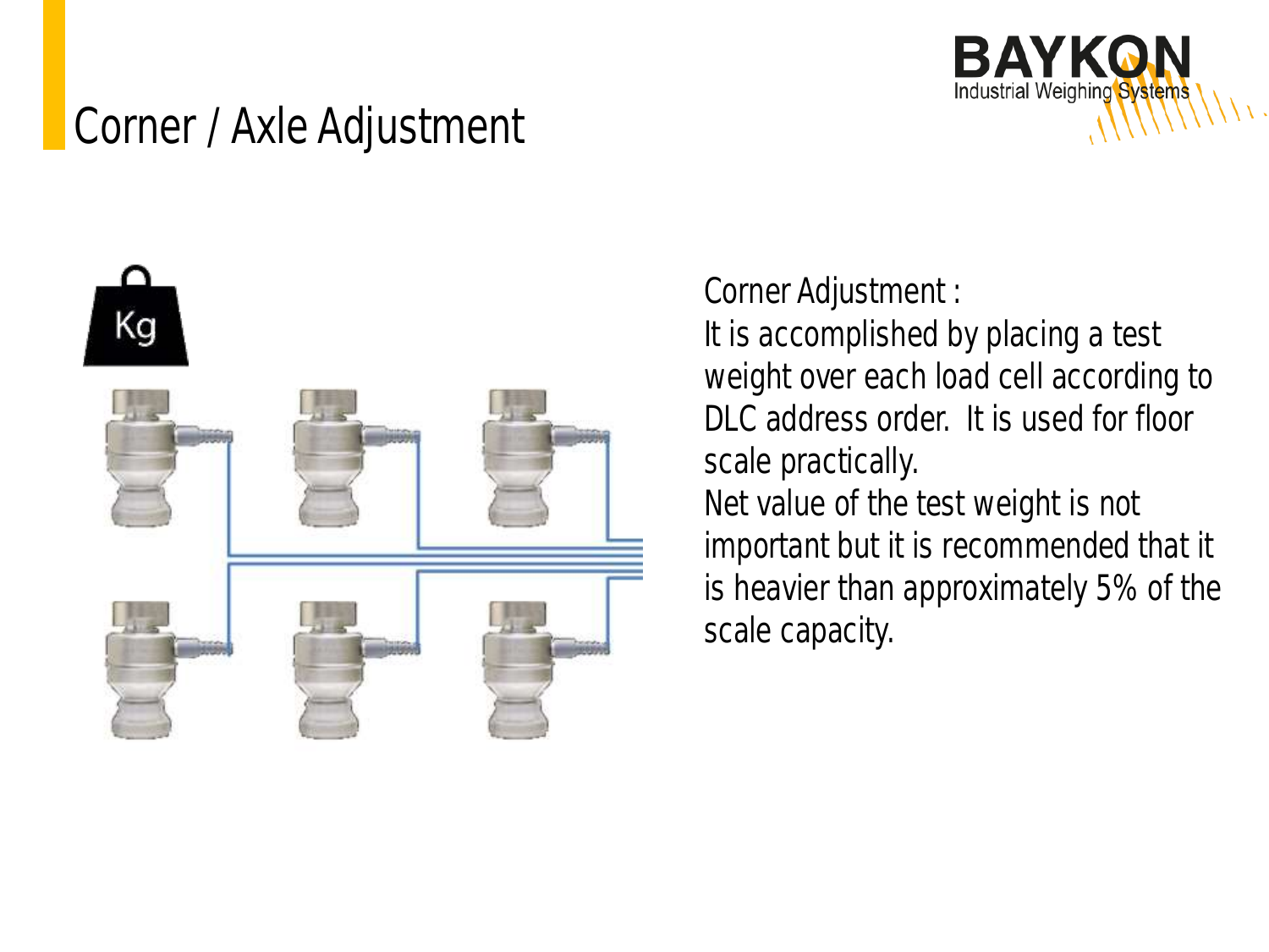# Corner / Axle Adjustment

Corner Adjustment :
It is accomplished by placing a test weight over each load cell according to DLC address order. It is used for floor scale practically.
Net value of the test weight is not important but it is recommended that it is heavier than approximately 5% of the scale capacity.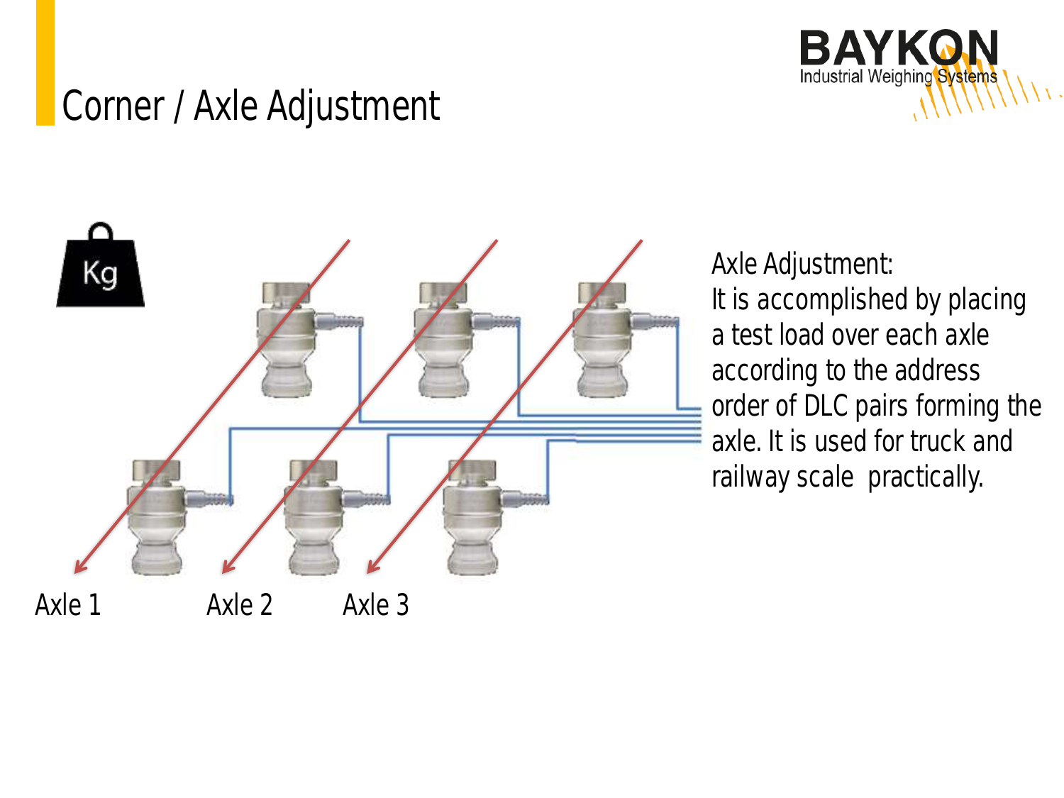# Corner / Axle Adjustment

Kg

Axle 1

Axle 2

Axle 3

Axle Adjustment:
It is accomplished by placing a test load over each axle according to the address order of DLC pairs forming the axle. It is used for truck and railway scale practically.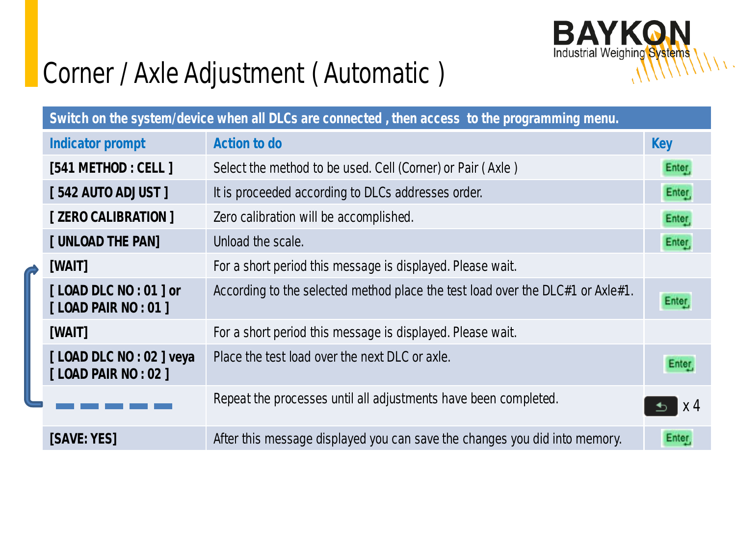# Corner / Axle Adjustment ( Automatic )

| Switch on the system/device when all DLCs are connected , then access to the programming menu. | | |
|---|---|---|
| **Indicator prompt** | **Action to do** | **Key** |
| **[541 METHOD : CELL ]** | Select the method to be used. Cell (Corner) or Pair ( Axle ) | Enter |
| **[ 542 AUTO ADJUST ]** | It is proceeded according to DLCs addresses order. | Enter |
| **[ ZERO CALIBRATION ]** | Zero calibration will be accomplished. | Enter |
| **[ UNLOAD THE PAN]** | Unload the scale. | Enter |
| **[WAIT]** | For a short period this message is displayed. Please wait. | |
| **[ LOAD DLC NO : 01 ] or [ LOAD PAIR NO : 01 ]** | According to the selected method place the test load over the DLC#1 or Axle#1. | Enter |
| **[WAIT]** | For a short period this message is displayed. Please wait. | |
| **[ LOAD DLC NO : 02 ] veya [ LOAD PAIR NO : 02 ]** | Place the test load over the next DLC or axle. | Enter |
| — — — — — | Repeat the processes until all adjustments have been completed. | x 4 |
| **[SAVE: YES]** | After this message displayed you can save the changes you did into memory. | Enter |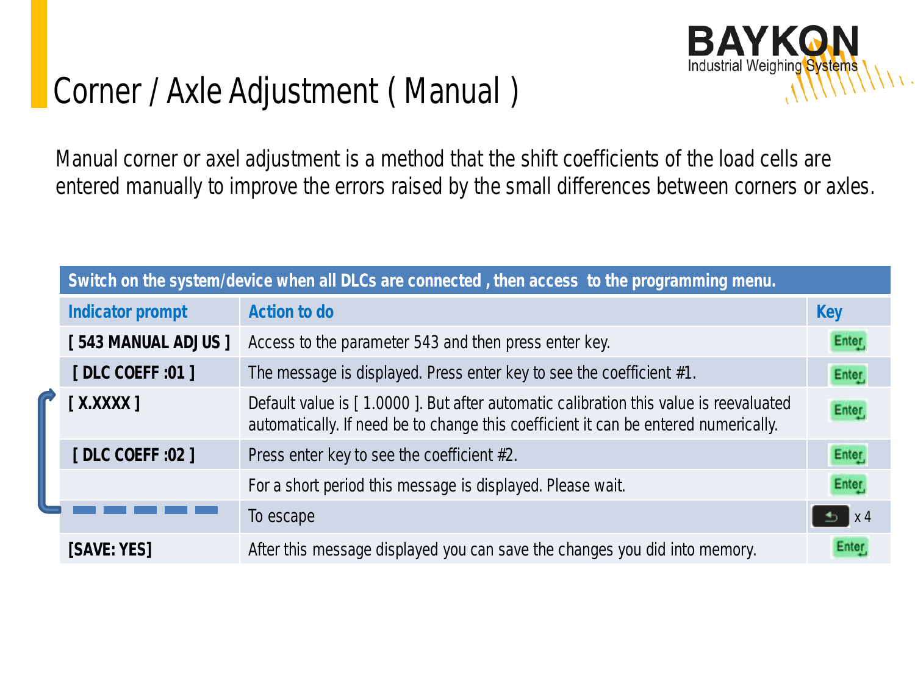# Corner / Axle Adjustment ( Manual )

Manual corner or axel adjustment is a method that the shift coefficients of the load cells are entered manually to improve the errors raised by the small differences between corners or axles.

| Switch on the system/device when all DLCs are connected , then access to the programming menu. | | |
|---|---|---|
| **Indicator prompt** | **Action to do** | **Key** |
| **[ 543 MANUAL ADJUS ]** | Access to the parameter 543 and then press enter key. | Enter |
| **[ DLC COEFF :01 ]** | The message is displayed. Press enter key to see the coefficient #1. | Enter |
| **[ X.XXXX ]** | Default value is [ 1.0000 ]. But after automatic calibration this value is reevaluated automatically. If need be to change this coefficient it can be entered numerically. | Enter |
| **[ DLC COEFF :02 ]** | Press enter key to see the coefficient #2. | Enter |
| | For a short period this message is displayed. Please wait. | Enter |
| - - - - - | To escape | x 4 |
| **[SAVE: YES]** | After this message displayed you can save the changes you did into memory. | Enter |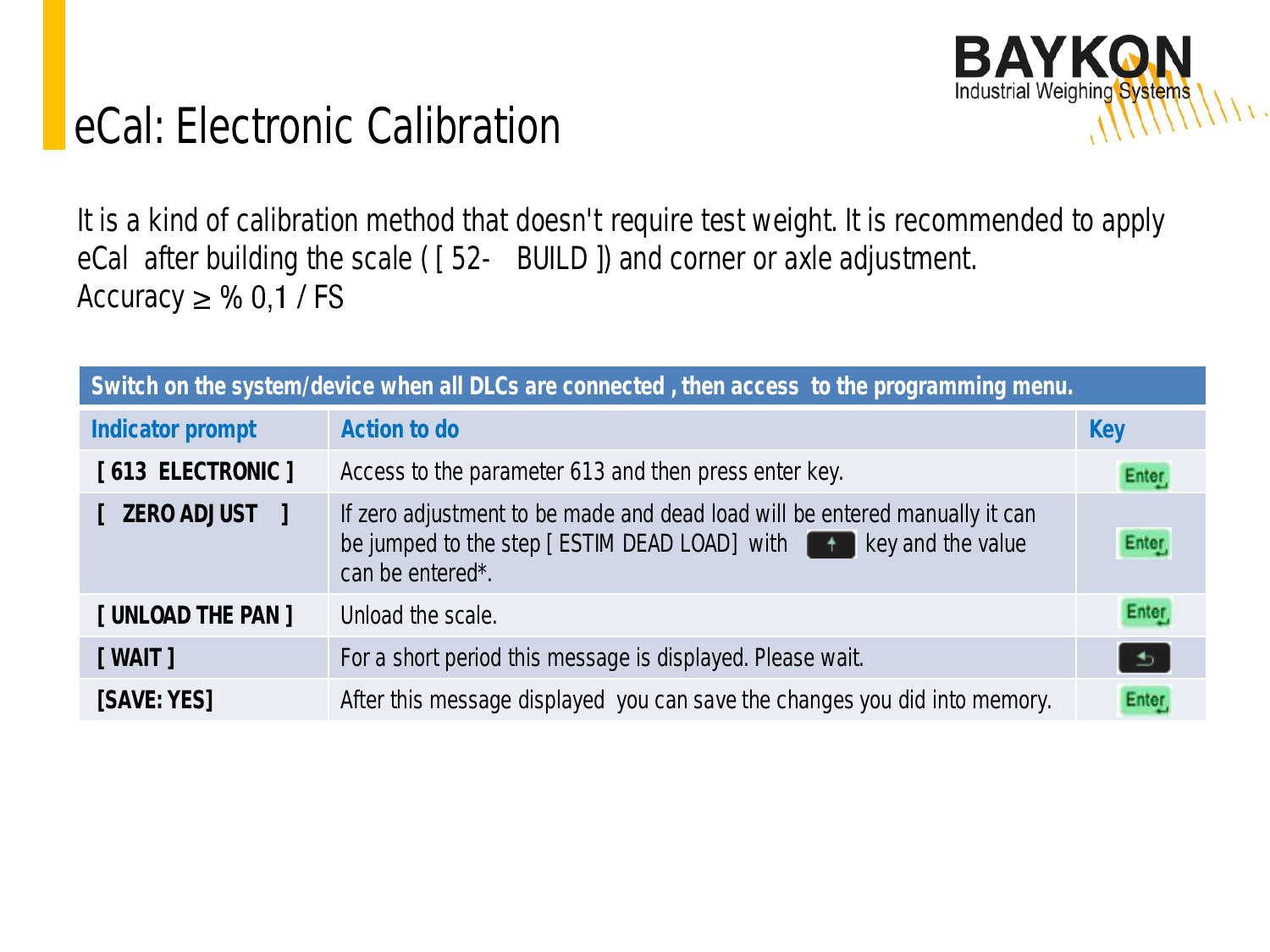# eCal: Electronic Calibration

It is a kind of calibration method that doesn't require test weight. It is recommended to apply eCal after building the scale ( [ 52- BUILD ]) and corner or axle adjustment.
Accuracy ≥ % 0,1 / FS

| Switch on the system/device when all DLCs are connected , then access to the programming menu. | | |
|---|---|---|
| **Indicator prompt** | **Action to do** | **Key** |
| **[ 613 ELECTRONIC ]** | Access to the parameter 613 and then press enter key. | Enter |
| **[ ZERO ADJUST ]** | If zero adjustment to be made and dead load will be entered manually it can be jumped to the step [ ESTIM DEAD LOAD] with ↑ key and the value can be entered*. | Enter |
| **[ UNLOAD THE PAN ]** | Unload the scale. | Enter |
| **[ WAIT ]** | For a short period this message is displayed. Please wait. | ↩ |
| **[SAVE: YES]** | After this message displayed you can save the changes you did into memory. | Enter |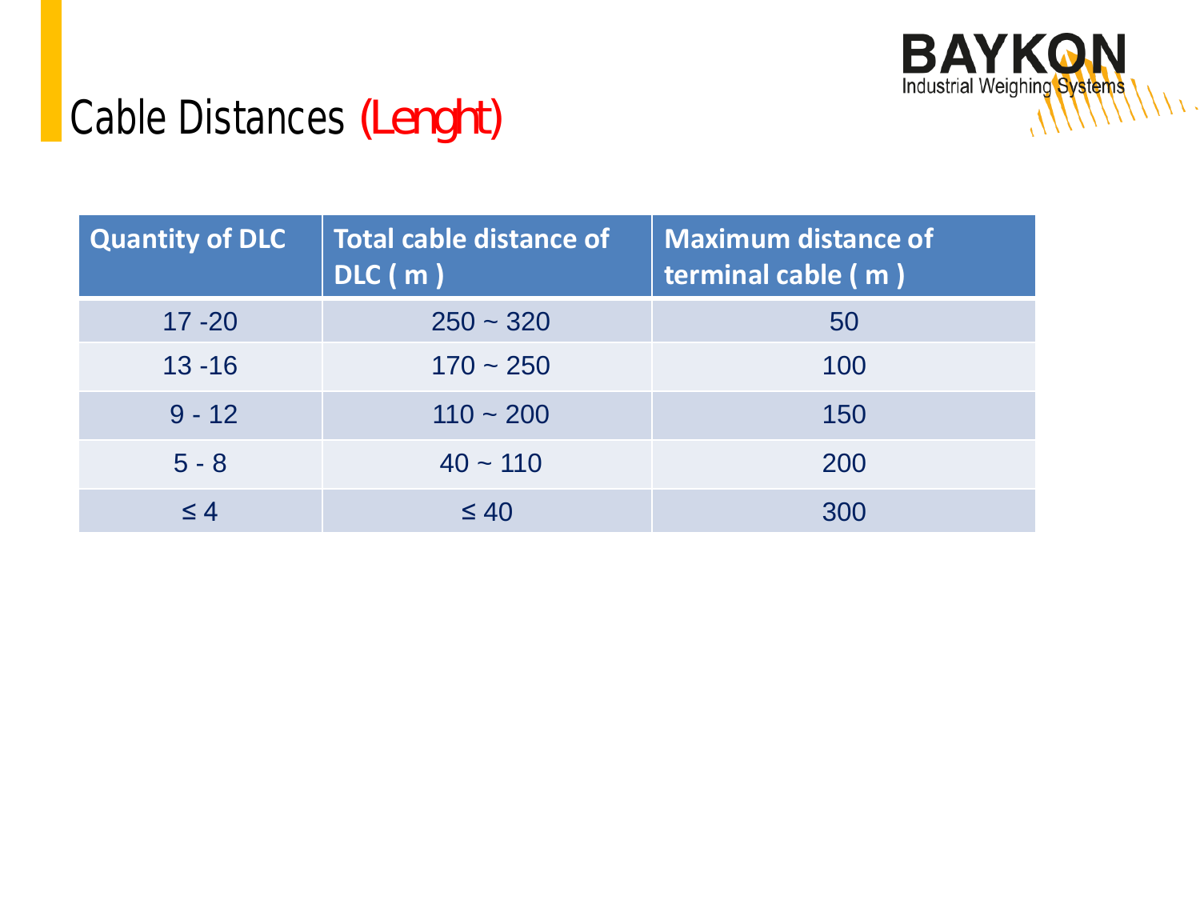# Cable Distances (Lenght)

| Quantity of DLC | Total cable distance of DLC ( m ) | Maximum distance of terminal cable ( m ) |
|---|---|---|
| 17 -20 | 250 ~ 320 | 50 |
| 13 -16 | 170 ~ 250 | 100 |
| 9 - 12 | 110 ~ 200 | 150 |
| 5 - 8 | 40 ~ 110 | 200 |
| ≤ 4 | ≤ 40 | 300 |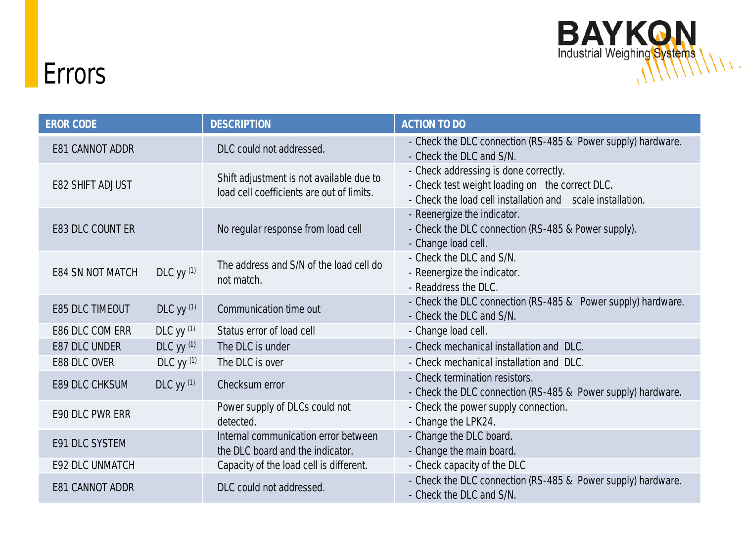# Errors

| EROR CODE | DESCRIPTION | ACTION TO DO |
|---|---|---|
| E81 CANNOT ADDR | DLC could not addressed. | - Check the DLC connection (RS-485 & Power supply) hardware.<br>- Check the DLC and S/N. |
| E82 SHIFT ADJUST | Shift adjustment is not available due to load cell coefficients are out of limits. | - Check addressing is done correctly.<br>- Check test weight loading on the correct DLC.<br>- Check the load cell installation and scale installation. |
| E83 DLC COUNT ER | No regular response from load cell | - Reenergize the indicator.<br>- Check the DLC connection (RS-485 & Power supply).<br>- Change load cell. |
| E84 SN NOT MATCH DLC yy [1] | The address and S/N of the load cell do not match. | - Check the DLC and S/N.<br>- Reenergize the indicator.<br>- Readdress the DLC. |
| E85 DLC TIMEOUT DLC yy [1] | Communication time out | - Check the DLC connection (RS-485 & Power supply) hardware.<br>- Check the DLC and S/N. |
| E86 DLC COM ERR DLC yy [1] | Status error of load cell | - Change load cell. |
| E87 DLC UNDER DLC yy [1] | The DLC is under | - Check mechanical installation and DLC. |
| E88 DLC OVER DLC yy [1] | The DLC is over | - Check mechanical installation and DLC. |
| E89 DLC CHKSUM DLC yy [1] | Checksum error | - Check termination resistors.<br>- Check the DLC connection (RS-485 & Power supply) hardware. |
| E90 DLC PWR ERR | Power supply of DLCs could not detected. | - Check the power supply connection.<br>- Change the LPK24. |
| E91 DLC SYSTEM | Internal communication error between the DLC board and the indicator. | - Change the DLC board.<br>- Change the main board. |
| E92 DLC UNMATCH | Capacity of the load cell is different. | - Check capacity of the DLC |
| E81 CANNOT ADDR | DLC could not addressed. | - Check the DLC connection (RS-485 & Power supply) hardware.<br>- Check the DLC and S/N. |